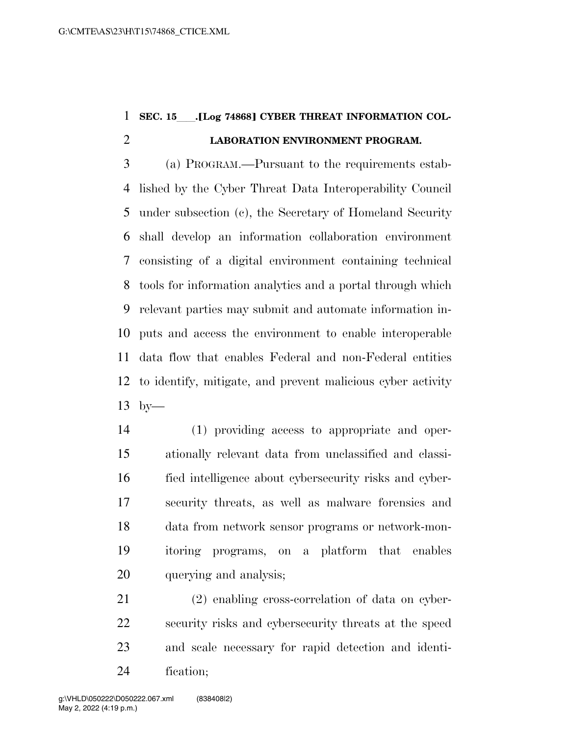## SEC. 15___.[Log 74868] CYBER THREAT INFORMATION COLLABORATION ENVIRONMENT PROGRAM.

(a) PROGRAM.—Pursuant to the requirements established by the Cyber Threat Data Interoperability Council under subsection (c), the Secretary of Homeland Security shall develop an information collaboration environment consisting of a digital environment containing technical tools for information analytics and a portal through which relevant parties may submit and automate information inputs and access the environment to enable interoperable data flow that enables Federal and non-Federal entities to identify, mitigate, and prevent malicious cyber activity by—

(1) providing access to appropriate and operationally relevant data from unclassified and classified intelligence about cybersecurity risks and cybersecurity threats, as well as malware forensics and data from network sensor programs or network-monitoring programs, on a platform that enables querying and analysis;

(2) enabling cross-correlation of data on cybersecurity risks and cybersecurity threats at the speed and scale necessary for rapid detection and identification;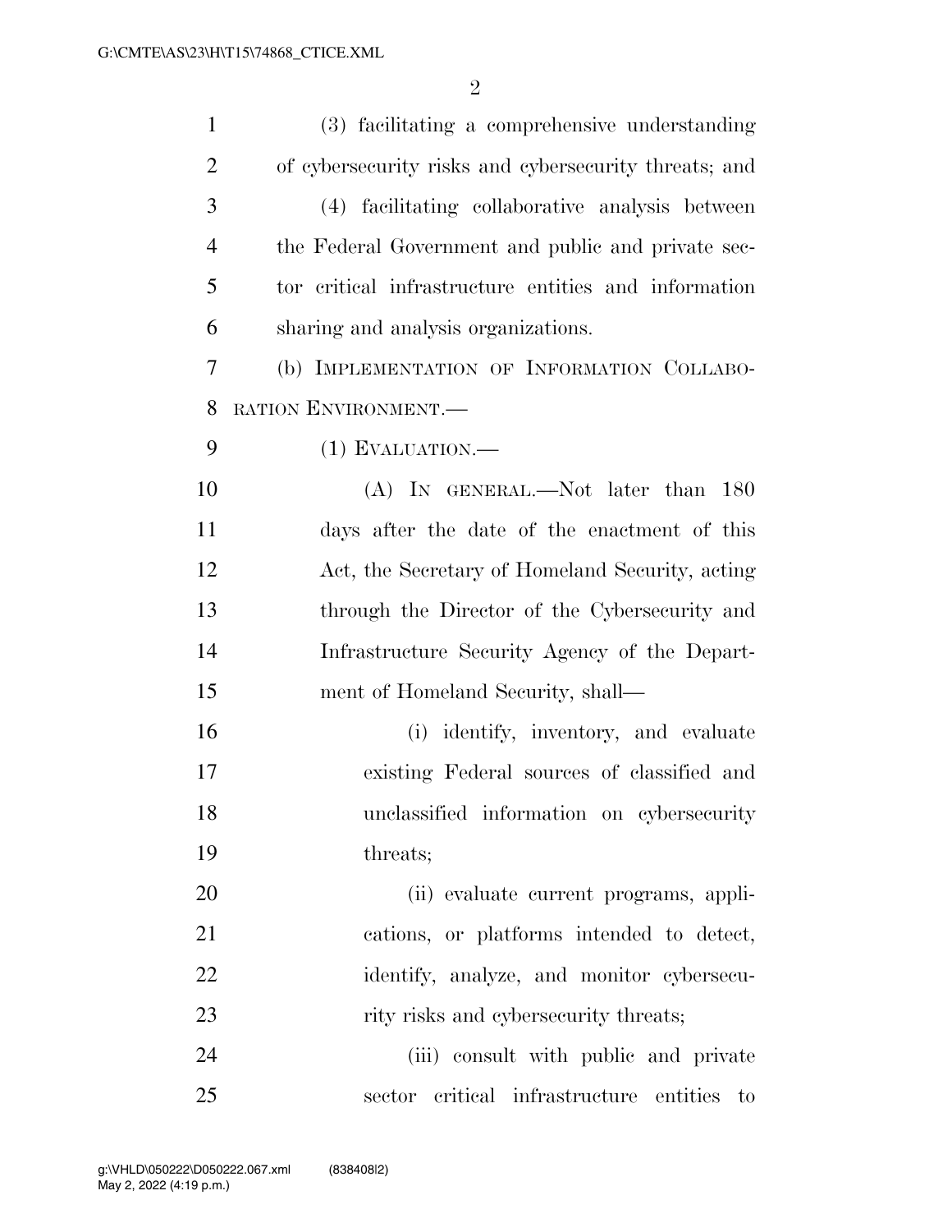(3) facilitating a comprehensive understanding of cybersecurity risks and cybersecurity threats; and

(4) facilitating collaborative analysis between the Federal Government and public and private sector critical infrastructure entities and information sharing and analysis organizations.

(b) IMPLEMENTATION OF INFORMATION COLLABORATION ENVIRONMENT.—

(1) EVALUATION.—

(A) IN GENERAL.—Not later than 180 days after the date of the enactment of this Act, the Secretary of Homeland Security, acting through the Director of the Cybersecurity and Infrastructure Security Agency of the Department of Homeland Security, shall—

(i) identify, inventory, and evaluate existing Federal sources of classified and unclassified information on cybersecurity threats;

(ii) evaluate current programs, applications, or platforms intended to detect, identify, analyze, and monitor cybersecurity risks and cybersecurity threats;

(iii) consult with public and private sector critical infrastructure entities to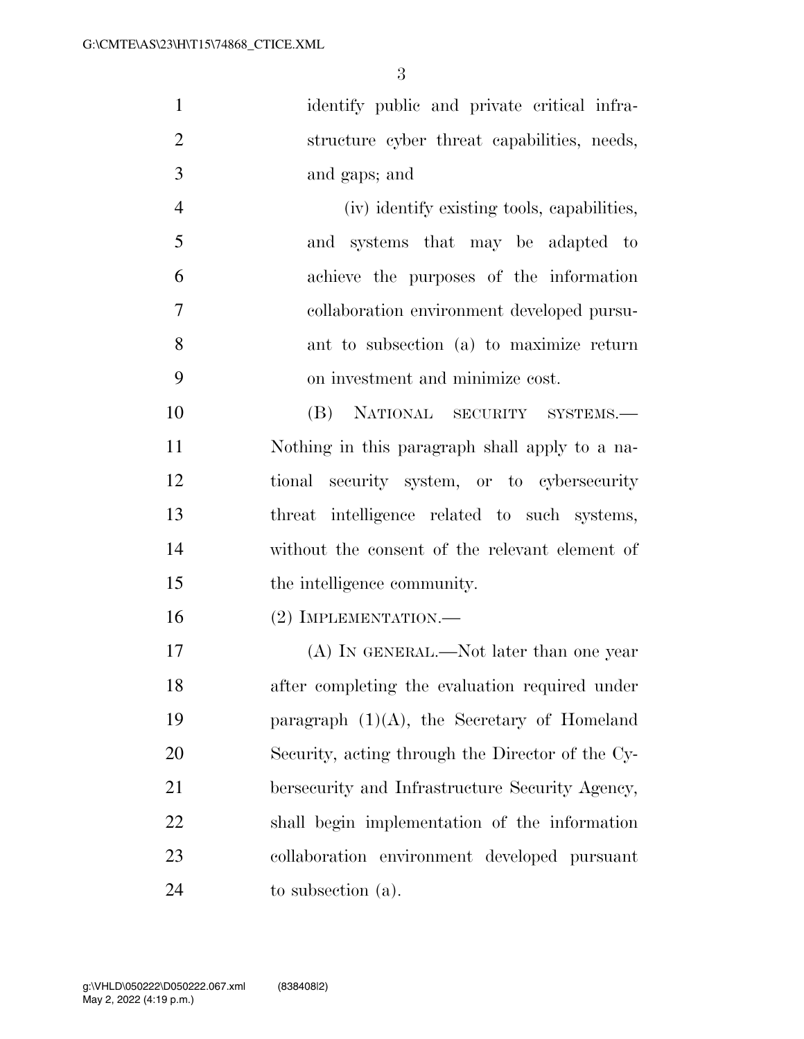identify public and private critical infrastructure cyber threat capabilities, needs, and gaps; and

(iv) identify existing tools, capabilities, and systems that may be adapted to achieve the purposes of the information collaboration environment developed pursuant to subsection (a) to maximize return on investment and minimize cost.

(B) NATIONAL SECURITY SYSTEMS.—Nothing in this paragraph shall apply to a national security system, or to cybersecurity threat intelligence related to such systems, without the consent of the relevant element of the intelligence community.

(2) IMPLEMENTATION.—

(A) IN GENERAL.—Not later than one year after completing the evaluation required under paragraph (1)(A), the Secretary of Homeland Security, acting through the Director of the Cybersecurity and Infrastructure Security Agency, shall begin implementation of the information collaboration environment developed pursuant to subsection (a).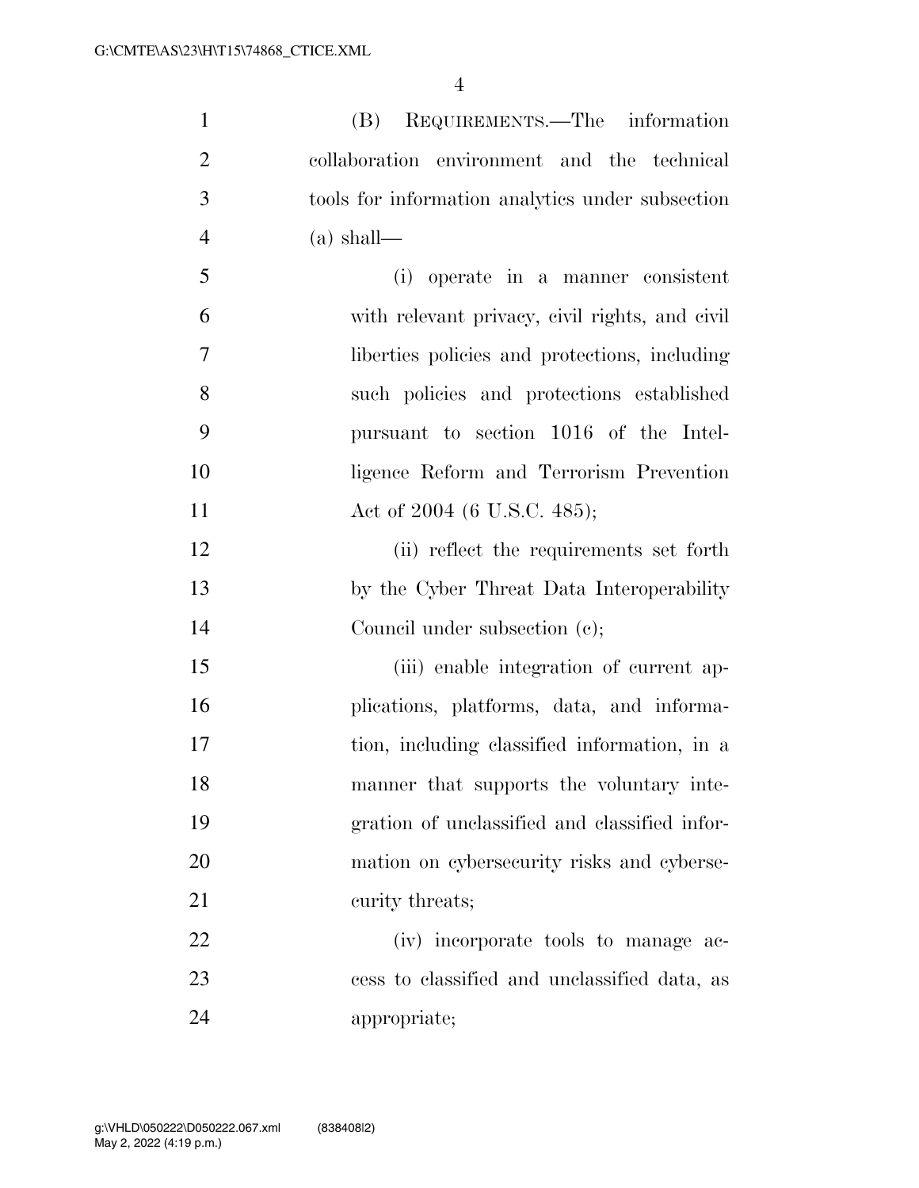(B) REQUIREMENTS.—The information collaboration environment and the technical tools for information analytics under subsection (a) shall—

(i) operate in a manner consistent with relevant privacy, civil rights, and civil liberties policies and protections, including such policies and protections established pursuant to section 1016 of the Intelligence Reform and Terrorism Prevention Act of 2004 (6 U.S.C. 485);

(ii) reflect the requirements set forth by the Cyber Threat Data Interoperability Council under subsection (c);

(iii) enable integration of current applications, platforms, data, and information, including classified information, in a manner that supports the voluntary integration of unclassified and classified information on cybersecurity risks and cybersecurity threats;

(iv) incorporate tools to manage access to classified and unclassified data, as appropriate;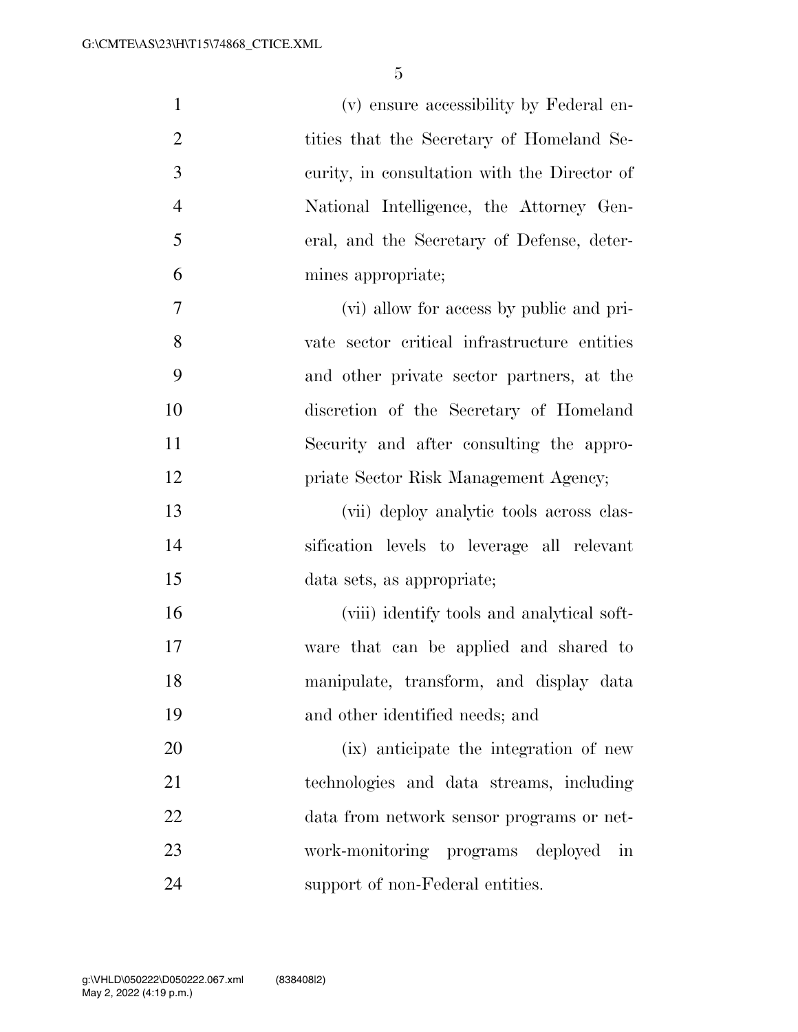(v) ensure accessibility by Federal entities that the Secretary of Homeland Security, in consultation with the Director of National Intelligence, the Attorney General, and the Secretary of Defense, determines appropriate;

(vi) allow for access by public and private sector critical infrastructure entities and other private sector partners, at the discretion of the Secretary of Homeland Security and after consulting the appropriate Sector Risk Management Agency;

(vii) deploy analytic tools across classification levels to leverage all relevant data sets, as appropriate;

(viii) identify tools and analytical software that can be applied and shared to manipulate, transform, and display data and other identified needs; and

(ix) anticipate the integration of new technologies and data streams, including data from network sensor programs or network-monitoring programs deployed in support of non-Federal entities.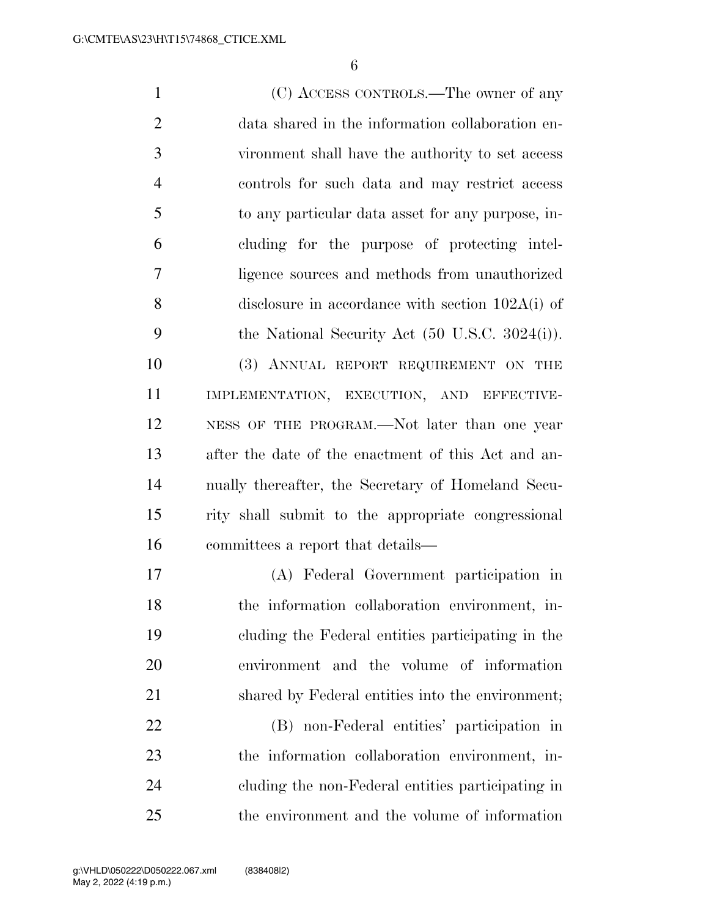(C) ACCESS CONTROLS.—The owner of any data shared in the information collaboration environment shall have the authority to set access controls for such data and may restrict access to any particular data asset for any purpose, including for the purpose of protecting intelligence sources and methods from unauthorized disclosure in accordance with section 102A(i) of the National Security Act (50 U.S.C. 3024(i)).

(3) ANNUAL REPORT REQUIREMENT ON THE IMPLEMENTATION, EXECUTION, AND EFFECTIVENESS OF THE PROGRAM.—Not later than one year after the date of the enactment of this Act and annually thereafter, the Secretary of Homeland Security shall submit to the appropriate congressional committees a report that details—

(A) Federal Government participation in the information collaboration environment, including the Federal entities participating in the environment and the volume of information shared by Federal entities into the environment;

(B) non-Federal entities' participation in the information collaboration environment, including the non-Federal entities participating in the environment and the volume of information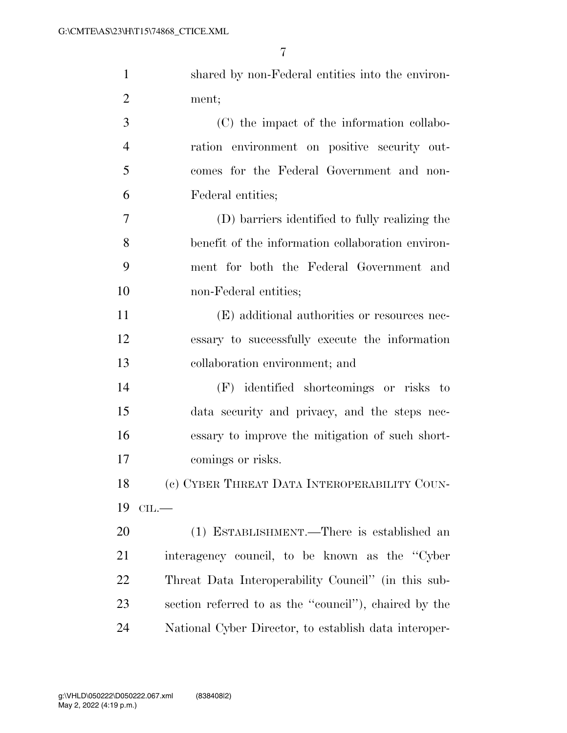shared by non-Federal entities into the environment;

(C) the impact of the information collaboration environment on positive security outcomes for the Federal Government and non-Federal entities;

(D) barriers identified to fully realizing the benefit of the information collaboration environment for both the Federal Government and non-Federal entities;

(E) additional authorities or resources necessary to successfully execute the information collaboration environment; and

(F) identified shortcomings or risks to data security and privacy, and the steps necessary to improve the mitigation of such shortcomings or risks.

(c) CYBER THREAT DATA INTEROPERABILITY COUNCIL.—

(1) ESTABLISHMENT.—There is established an interagency council, to be known as the ''Cyber Threat Data Interoperability Council'' (in this subsection referred to as the ''council''), chaired by the National Cyber Director, to establish data interoper-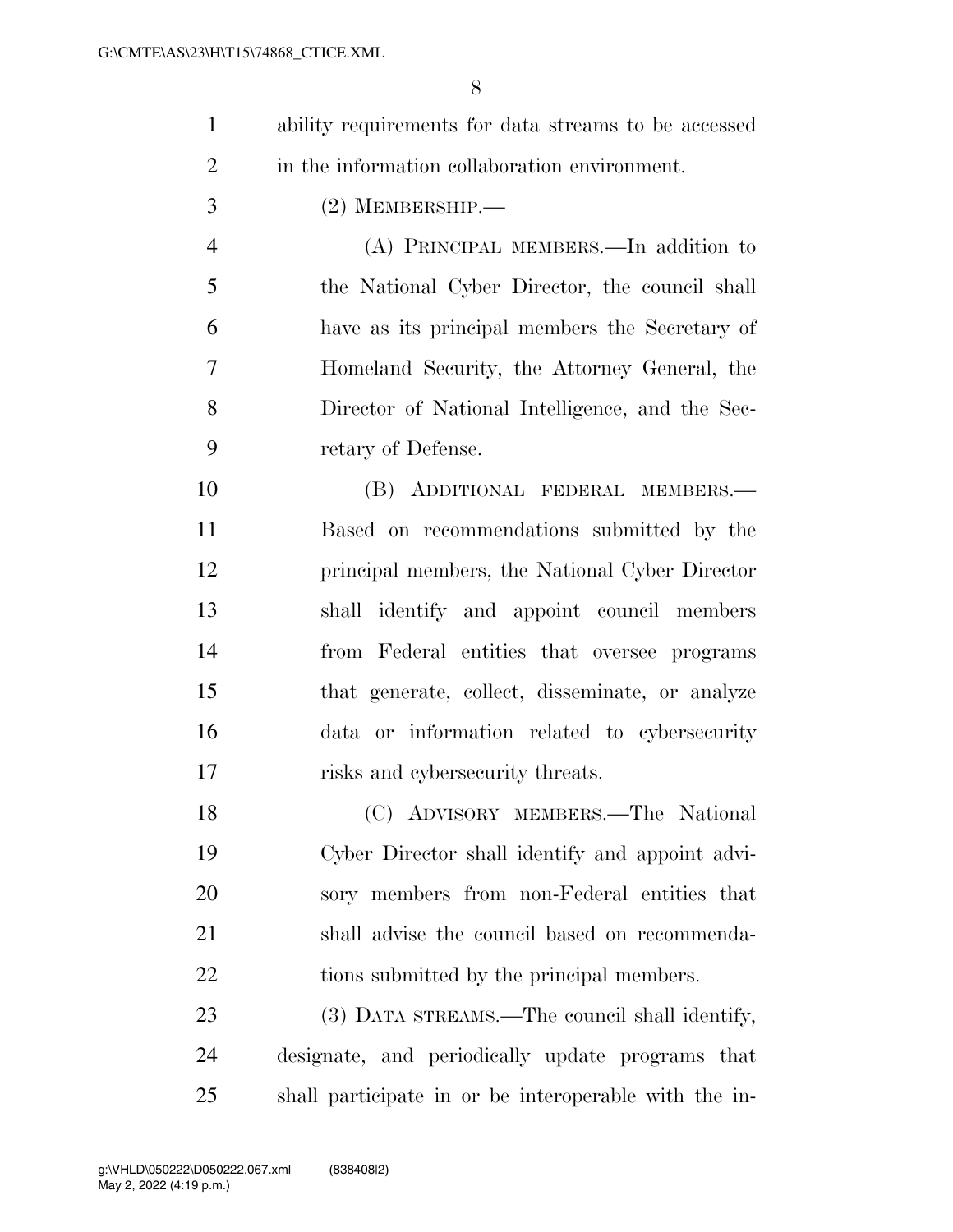ability requirements for data streams to be accessed in the information collaboration environment.

(2) MEMBERSHIP.—

(A) PRINCIPAL MEMBERS.—In addition to the National Cyber Director, the council shall have as its principal members the Secretary of Homeland Security, the Attorney General, the Director of National Intelligence, and the Secretary of Defense.

(B) ADDITIONAL FEDERAL MEMBERS.—Based on recommendations submitted by the principal members, the National Cyber Director shall identify and appoint council members from Federal entities that oversee programs that generate, collect, disseminate, or analyze data or information related to cybersecurity risks and cybersecurity threats.

(C) ADVISORY MEMBERS.—The National Cyber Director shall identify and appoint advisory members from non-Federal entities that shall advise the council based on recommendations submitted by the principal members.

(3) DATA STREAMS.—The council shall identify, designate, and periodically update programs that shall participate in or be interoperable with the in-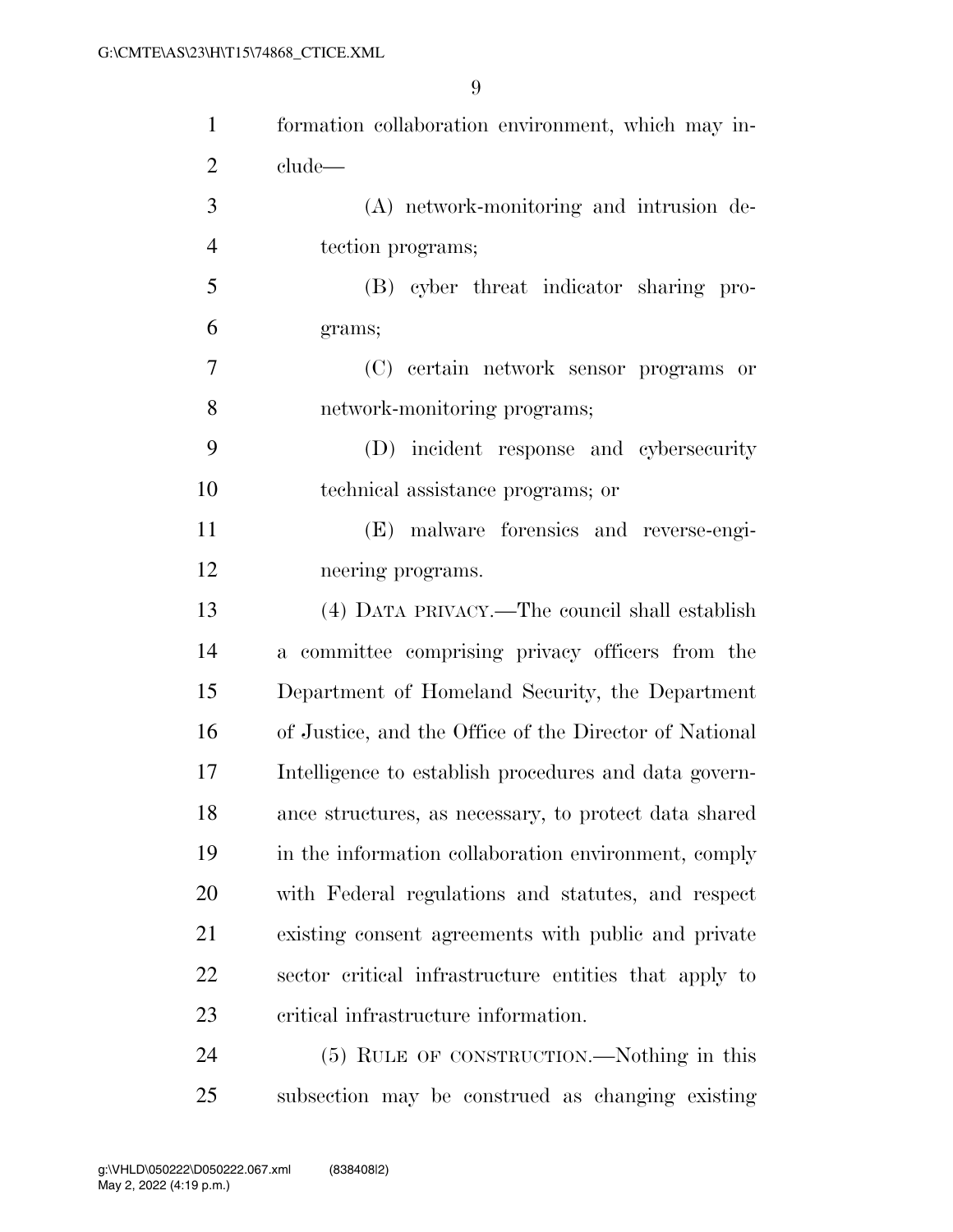formation collaboration environment, which may include—

(A) network-monitoring and intrusion detection programs;

(B) cyber threat indicator sharing programs;

(C) certain network sensor programs or network-monitoring programs;

(D) incident response and cybersecurity technical assistance programs; or

(E) malware forensics and reverse-engineering programs.

(4) DATA PRIVACY.—The council shall establish a committee comprising privacy officers from the Department of Homeland Security, the Department of Justice, and the Office of the Director of National Intelligence to establish procedures and data governance structures, as necessary, to protect data shared in the information collaboration environment, comply with Federal regulations and statutes, and respect existing consent agreements with public and private sector critical infrastructure entities that apply to critical infrastructure information.

(5) RULE OF CONSTRUCTION.—Nothing in this subsection may be construed as changing existing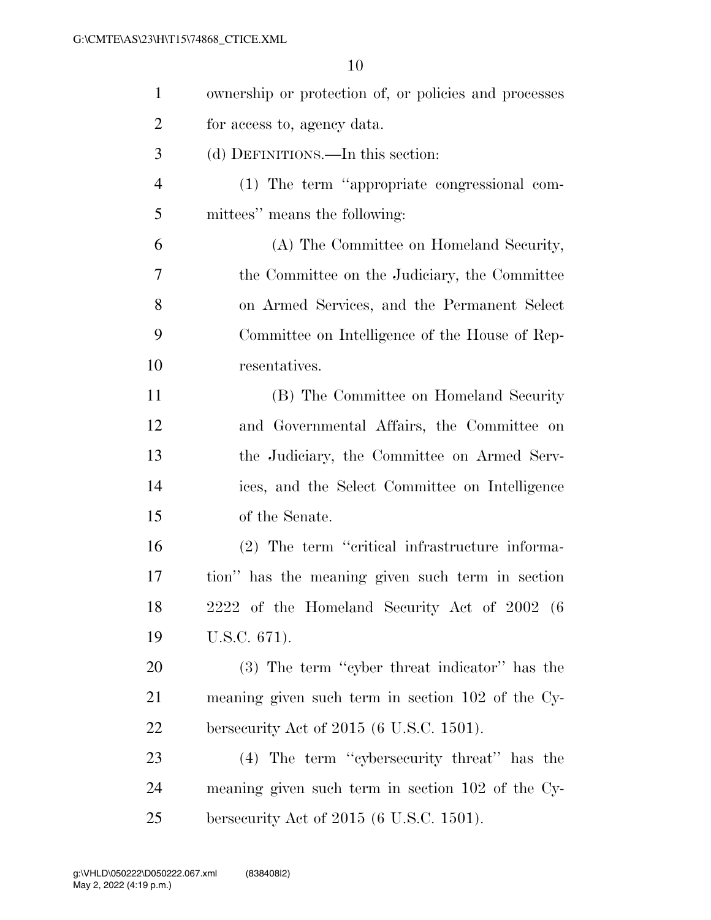ownership or protection of, or policies and processes for access to, agency data.

(d) DEFINITIONS.—In this section:

(1) The term ''appropriate congressional committees'' means the following:

(A) The Committee on Homeland Security, the Committee on the Judiciary, the Committee on Armed Services, and the Permanent Select Committee on Intelligence of the House of Representatives.

(B) The Committee on Homeland Security and Governmental Affairs, the Committee on the Judiciary, the Committee on Armed Services, and the Select Committee on Intelligence of the Senate.

(2) The term ''critical infrastructure information'' has the meaning given such term in section 2222 of the Homeland Security Act of 2002 (6 U.S.C. 671).

(3) The term ''cyber threat indicator'' has the meaning given such term in section 102 of the Cybersecurity Act of 2015 (6 U.S.C. 1501).

(4) The term ''cybersecurity threat'' has the meaning given such term in section 102 of the Cybersecurity Act of 2015 (6 U.S.C. 1501).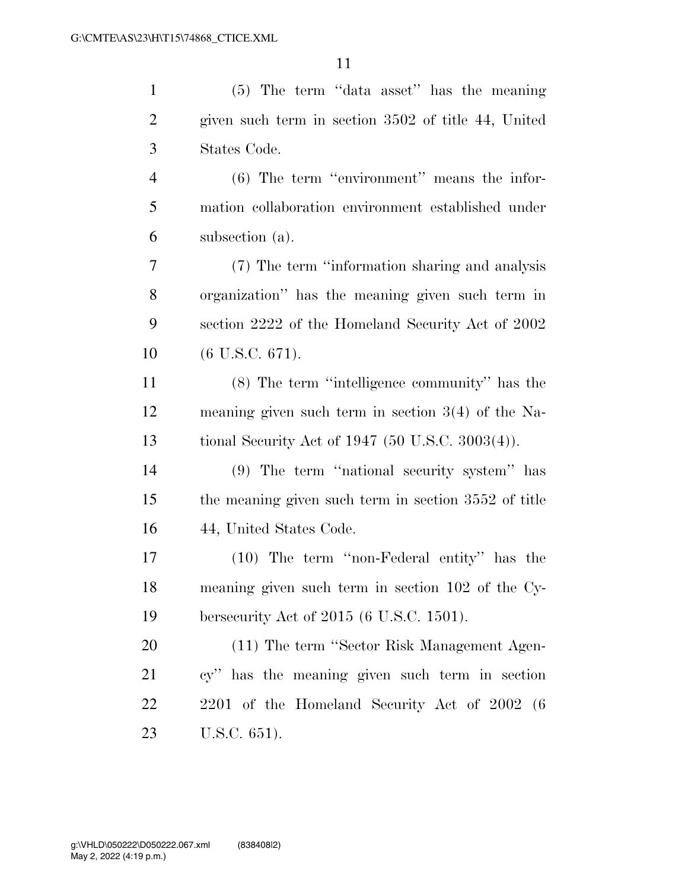(5) The term "data asset" has the meaning given such term in section 3502 of title 44, United States Code.

(6) The term "environment" means the information collaboration environment established under subsection (a).

(7) The term "information sharing and analysis organization" has the meaning given such term in section 2222 of the Homeland Security Act of 2002 (6 U.S.C. 671).

(8) The term "intelligence community" has the meaning given such term in section 3(4) of the National Security Act of 1947 (50 U.S.C. 3003(4)).

(9) The term "national security system" has the meaning given such term in section 3552 of title 44, United States Code.

(10) The term "non-Federal entity" has the meaning given such term in section 102 of the Cybersecurity Act of 2015 (6 U.S.C. 1501).

(11) The term "Sector Risk Management Agency" has the meaning given such term in section 2201 of the Homeland Security Act of 2002 (6 U.S.C. 651).